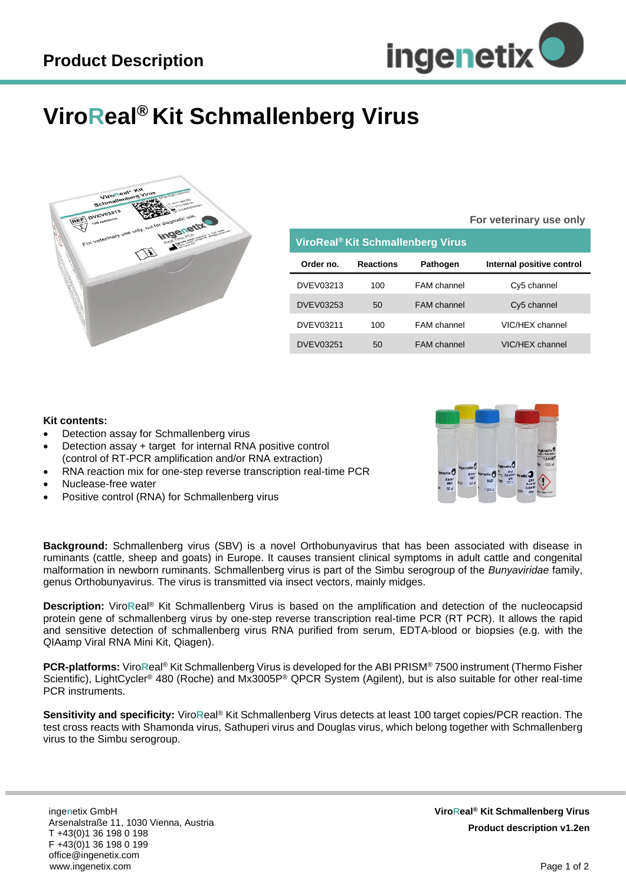# Product Description

# ViroReal® Kit Schmallenberg Virus

For veterinary use only

| ViroReal® Kit Schmallenberg Virus | | | |
|---|---|---|---|
| **Order no.** | **Reactions** | **Pathogen** | **Internal positive control** |
| DVEV03213 | 100 | FAM channel | Cy5 channel |
| DVEV03253 | 50 | FAM channel | Cy5 channel |
| DVEV03211 | 100 | FAM channel | VIC/HEX channel |
| DVEV03251 | 50 | FAM channel | VIC/HEX channel |

**Kit contents:**

- Detection assay for Schmallenberg virus
- Detection assay + target for internal RNA positive control (control of RT-PCR amplification and/or RNA extraction)
- RNA reaction mix for one-step reverse transcription real-time PCR
- Nuclease-free water
- Positive control (RNA) for Schmallenberg virus

**Background:** Schmallenberg virus (SBV) is a novel Orthobunyavirus that has been associated with disease in ruminants (cattle, sheep and goats) in Europe. It causes transient clinical symptoms in adult cattle and congenital malformation in newborn ruminants. Schmallenberg virus is part of the Simbu serogroup of the *Bunyaviridae* family, genus Orthobunyavirus. The virus is transmitted via insect vectors, mainly midges.

**Description:** ViroReal® Kit Schmallenberg Virus is based on the amplification and detection of the nucleocapsid protein gene of schmallenberg virus by one-step reverse transcription real-time PCR (RT PCR). It allows the rapid and sensitive detection of schmallenberg virus RNA purified from serum, EDTA-blood or biopsies (e.g. with the QIAamp Viral RNA Mini Kit, Qiagen).

**PCR-platforms:** ViroReal® Kit Schmallenberg Virus is developed for the ABI PRISM® 7500 instrument (Thermo Fisher Scientific), LightCycler® 480 (Roche) and Mx3005P® QPCR System (Agilent), but is also suitable for other real-time PCR instruments.

**Sensitivity and specificity:** ViroReal® Kit Schmallenberg Virus detects at least 100 target copies/PCR reaction. The test cross reacts with Shamonda virus, Sathuperi virus and Douglas virus, which belong together with Schmallenberg virus to the Simbu serogroup.

ingenetix GmbH
Arsenalstraße 11, 1030 Vienna, Austria
T +43(0)1 36 198 0 198
F +43(0)1 36 198 0 199
office@ingenetix.com
www.ingenetix.com

**ViroReal® Kit Schmallenberg Virus**
**Product description v1.2en**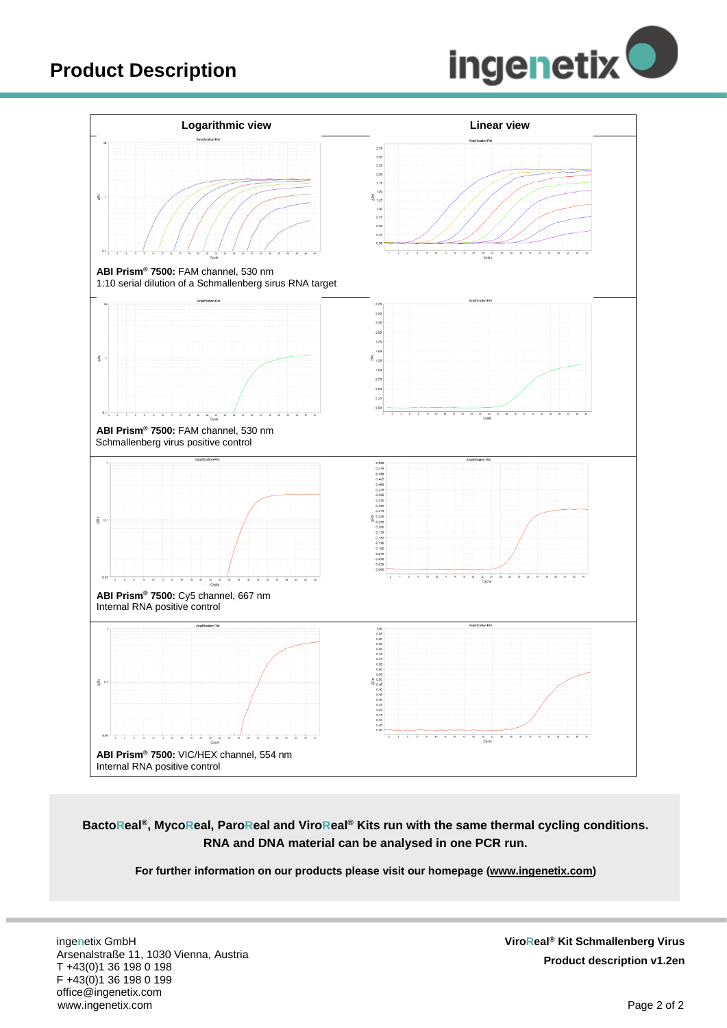# Product Description

**Logarithmic view** | **Linear view**

**ABI Prism® 7500:** FAM channel, 530 nm
1:10 serial dilution of a Schmallenberg sirus RNA target

**ABI Prism® 7500:** FAM channel, 530 nm
Schmallenberg virus positive control

**ABI Prism® 7500:** Cy5 channel, 667 nm
Internal RNA positive control

**ABI Prism® 7500:** VIC/HEX channel, 554 nm
Internal RNA positive control

**BactoReal®, MycoReal, ParoReal and ViroReal® Kits run with the same thermal cycling conditions. RNA and DNA material can be analysed in one PCR run.**

**For further information on our products please visit our homepage ([www.ingenetix.com](http://www.ingenetix.com))**

ingenetix GmbH
Arsenalstraße 11, 1030 Vienna, Austria
T +43(0)1 36 198 0 198
F +43(0)1 36 198 0 199
office@ingenetix.com
www.ingenetix.com

**ViroReal® Kit Schmallenberg Virus**
**Product description v1.2en**